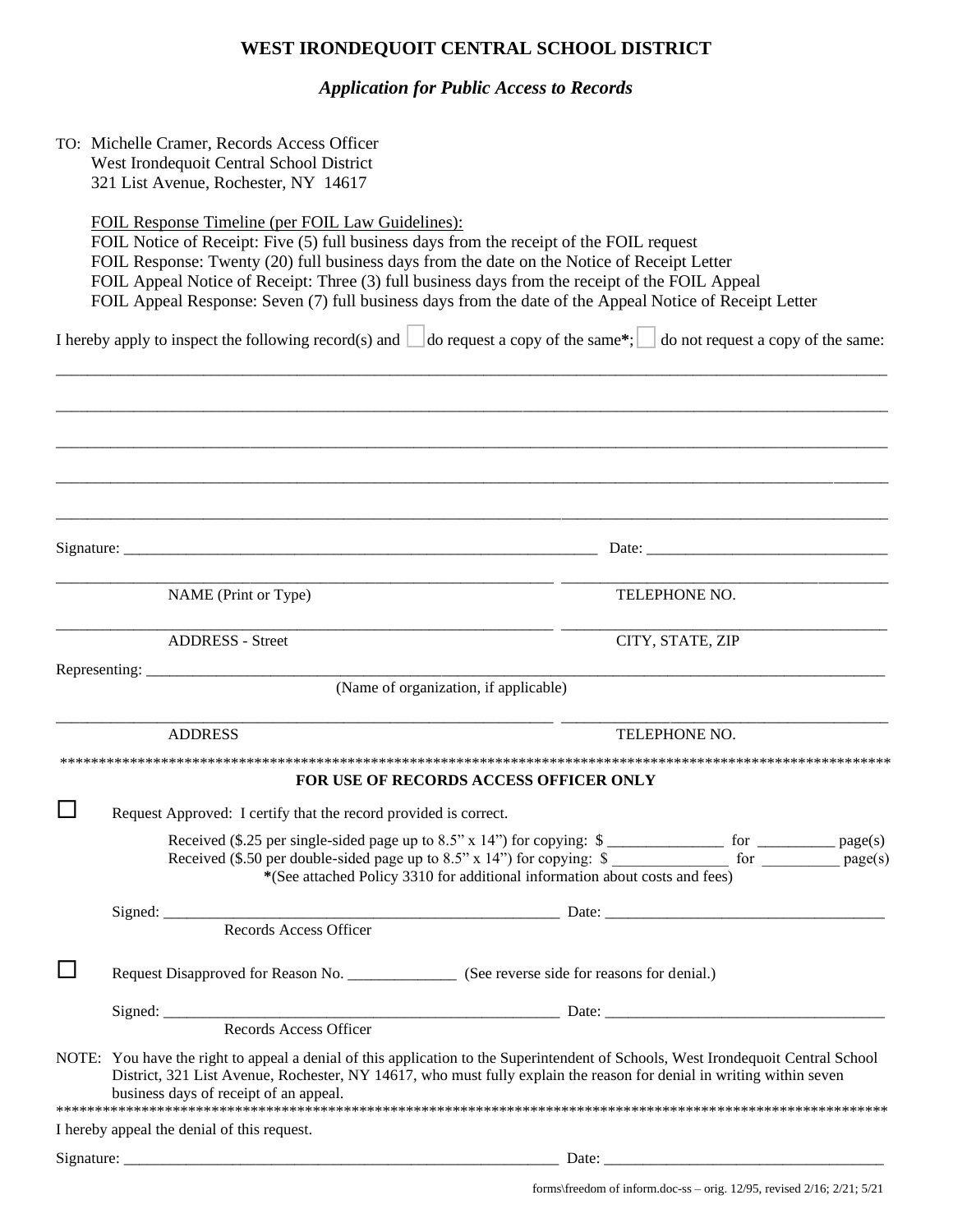# WEST IRONDEQUOIT CENTRAL SCHOOL DISTRICT

## *Application for Public Access to Records*

TO: Michelle Cramer, Records Access Officer
West Irondequoit Central School District
321 List Avenue, Rochester, NY 14617

FOIL Response Timeline (per FOIL Law Guidelines):
FOIL Notice of Receipt: Five (5) full business days from the receipt of the FOIL request
FOIL Response: Twenty (20) full business days from the date on the Notice of Receipt Letter
FOIL Appeal Notice of Receipt: Three (3) full business days from the receipt of the FOIL Appeal
FOIL Appeal Response: Seven (7) full business days from the date of the Appeal Notice of Receipt Letter

I hereby apply to inspect the following record(s) and ☐ do request a copy of the same**\***; ☐ do not request a copy of the same:

_______________________________________________________________________________

_______________________________________________________________________________

_______________________________________________________________________________

_______________________________________________________________________________

_______________________________________________________________________________

Signature: ____________________________________ Date: ____________________

____________________________________ ____________________
NAME (Print or Type) TELEPHONE NO.

____________________________________ ____________________
ADDRESS - Street CITY, STATE, ZIP

Representing: ____________________________________________
(Name of organization, if applicable)

____________________________________ ____________________
ADDRESS TELEPHONE NO.

***************************************************************************************************

**FOR USE OF RECORDS ACCESS OFFICER ONLY**

☐ Request Approved: I certify that the record provided is correct.

Received ($.25 per single-sided page up to 8.5" x 14") for copying: $ ______________ for __________ page(s)
Received ($.50 per double-sided page up to 8.5" x 14") for copying: $ ______________ for __________ page(s)
**\***(See attached Policy 3310 for additional information about costs and fees)

Signed: ____________________________________ Date: ____________________
Records Access Officer

☐ Request Disapproved for Reason No. ______________ (See reverse side for reasons for denial.)

Signed: ____________________________________ Date: ____________________
Records Access Officer

NOTE: You have the right to appeal a denial of this application to the Superintendent of Schools, West Irondequoit Central School District, 321 List Avenue, Rochester, NY 14617, who must fully explain the reason for denial in writing within seven business days of receipt of an appeal.

***************************************************************************************************

I hereby appeal the denial of this request.

Signature: ____________________________________ Date: ____________________

forms\freedom of inform.doc-ss – orig. 12/95, revised 2/16; 2/21; 5/21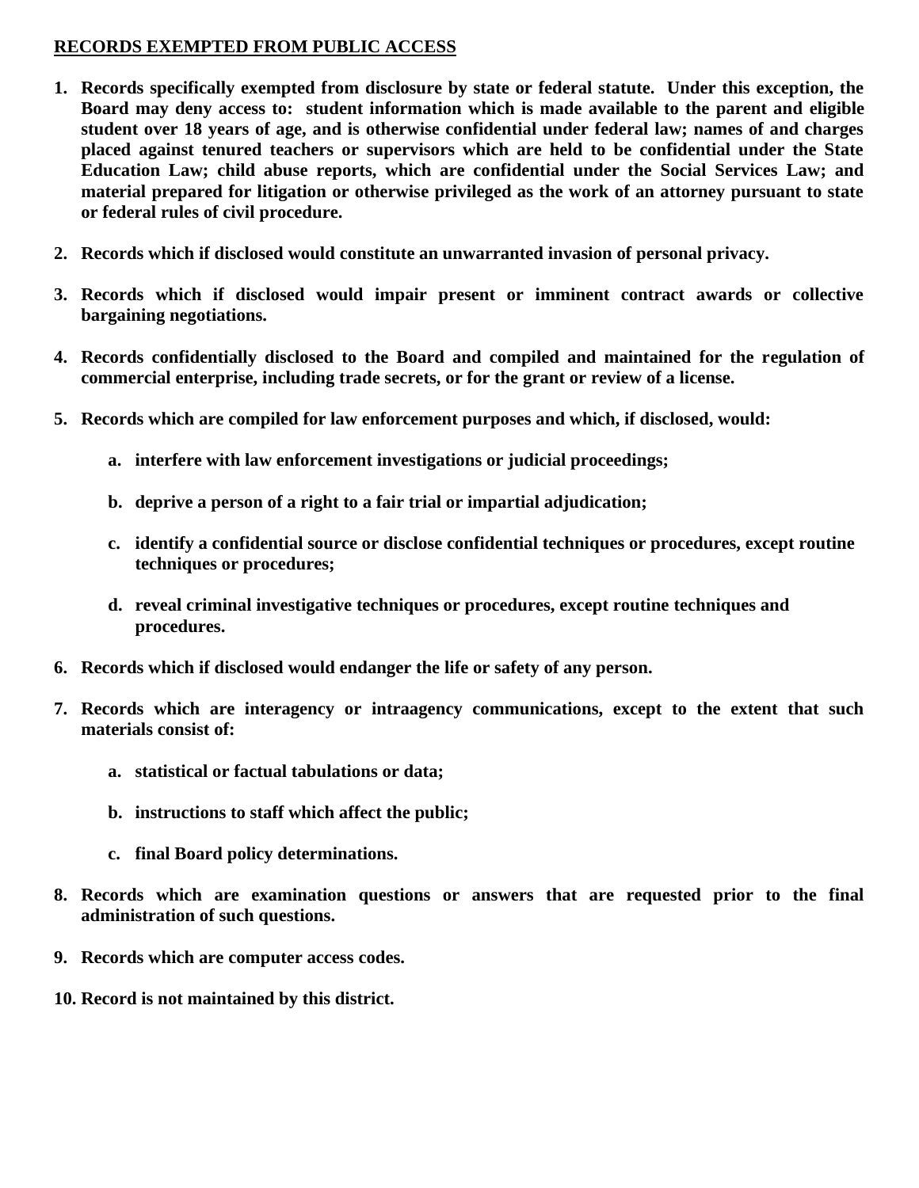**<u>RECORDS EXEMPTED FROM PUBLIC ACCESS</u>**

1. **Records specifically exempted from disclosure by state or federal statute. Under this exception, the Board may deny access to: student information which is made available to the parent and eligible student over 18 years of age, and is otherwise confidential under federal law; names of and charges placed against tenured teachers or supervisors which are held to be confidential under the State Education Law; child abuse reports, which are confidential under the Social Services Law; and material prepared for litigation or otherwise privileged as the work of an attorney pursuant to state or federal rules of civil procedure.**

2. **Records which if disclosed would constitute an unwarranted invasion of personal privacy.**

3. **Records which if disclosed would impair present or imminent contract awards or collective bargaining negotiations.**

4. **Records confidentially disclosed to the Board and compiled and maintained for the regulation of commercial enterprise, including trade secrets, or for the grant or review of a license.**

5. **Records which are compiled for law enforcement purposes and which, if disclosed, would:**

    a. **interfere with law enforcement investigations or judicial proceedings;**

    b. **deprive a person of a right to a fair trial or impartial adjudication;**

    c. **identify a confidential source or disclose confidential techniques or procedures, except routine techniques or procedures;**

    d. **reveal criminal investigative techniques or procedures, except routine techniques and procedures.**

6. **Records which if disclosed would endanger the life or safety of any person.**

7. **Records which are interagency or intraagency communications, except to the extent that such materials consist of:**

    a. **statistical or factual tabulations or data;**

    b. **instructions to staff which affect the public;**

    c. **final Board policy determinations.**

8. **Records which are examination questions or answers that are requested prior to the final administration of such questions.**

9. **Records which are computer access codes.**

10. **Record is not maintained by this district.**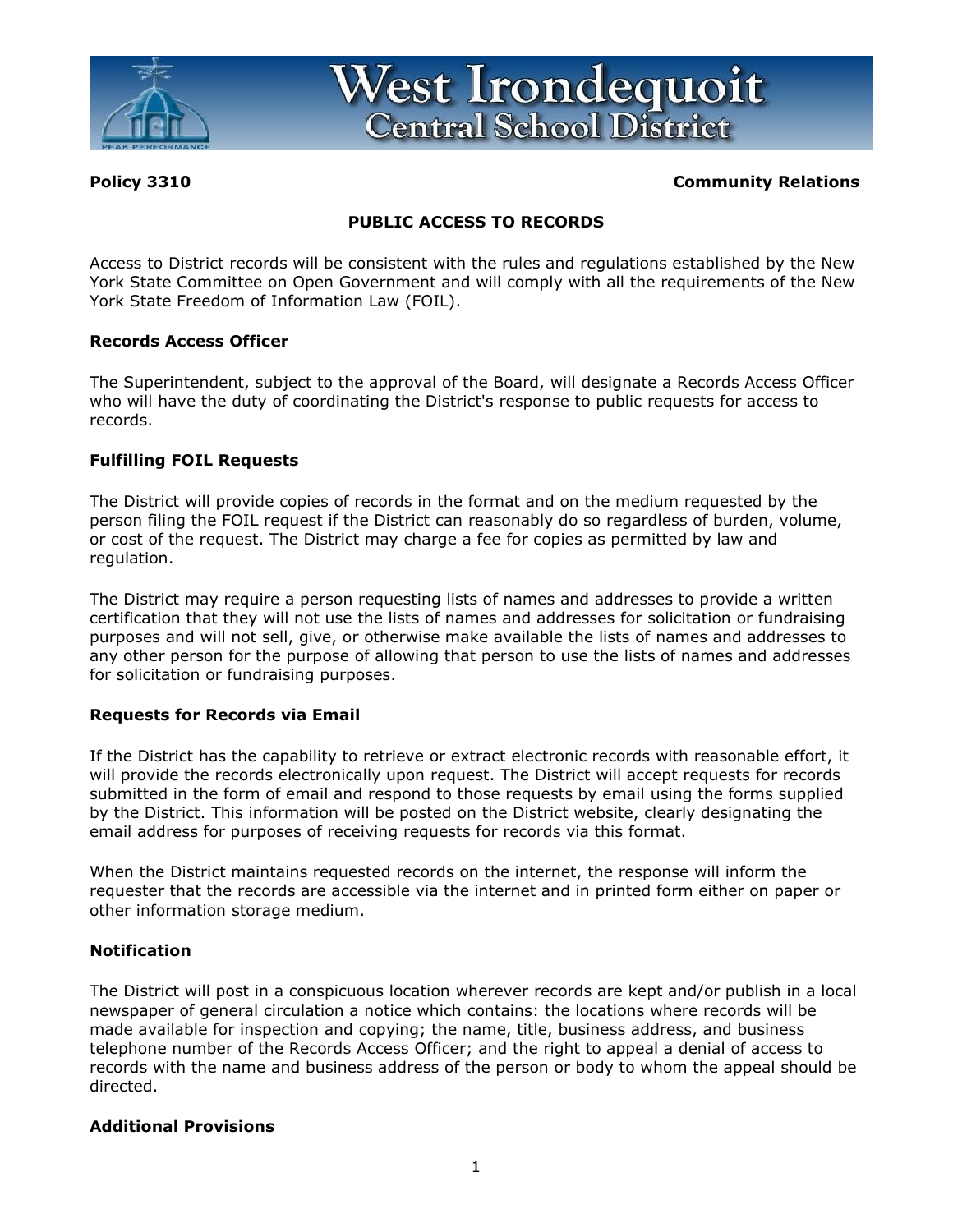**Policy 3310** **Community Relations**

## PUBLIC ACCESS TO RECORDS

Access to District records will be consistent with the rules and regulations established by the New York State Committee on Open Government and will comply with all the requirements of the New York State Freedom of Information Law (FOIL).

### Records Access Officer

The Superintendent, subject to the approval of the Board, will designate a Records Access Officer who will have the duty of coordinating the District's response to public requests for access to records.

### Fulfilling FOIL Requests

The District will provide copies of records in the format and on the medium requested by the person filing the FOIL request if the District can reasonably do so regardless of burden, volume, or cost of the request. The District may charge a fee for copies as permitted by law and regulation.

The District may require a person requesting lists of names and addresses to provide a written certification that they will not use the lists of names and addresses for solicitation or fundraising purposes and will not sell, give, or otherwise make available the lists of names and addresses to any other person for the purpose of allowing that person to use the lists of names and addresses for solicitation or fundraising purposes.

### Requests for Records via Email

If the District has the capability to retrieve or extract electronic records with reasonable effort, it will provide the records electronically upon request. The District will accept requests for records submitted in the form of email and respond to those requests by email using the forms supplied by the District. This information will be posted on the District website, clearly designating the email address for purposes of receiving requests for records via this format.

When the District maintains requested records on the internet, the response will inform the requester that the records are accessible via the internet and in printed form either on paper or other information storage medium.

### Notification

The District will post in a conspicuous location wherever records are kept and/or publish in a local newspaper of general circulation a notice which contains: the locations where records will be made available for inspection and copying; the name, title, business address, and business telephone number of the Records Access Officer; and the right to appeal a denial of access to records with the name and business address of the person or body to whom the appeal should be directed.

### Additional Provisions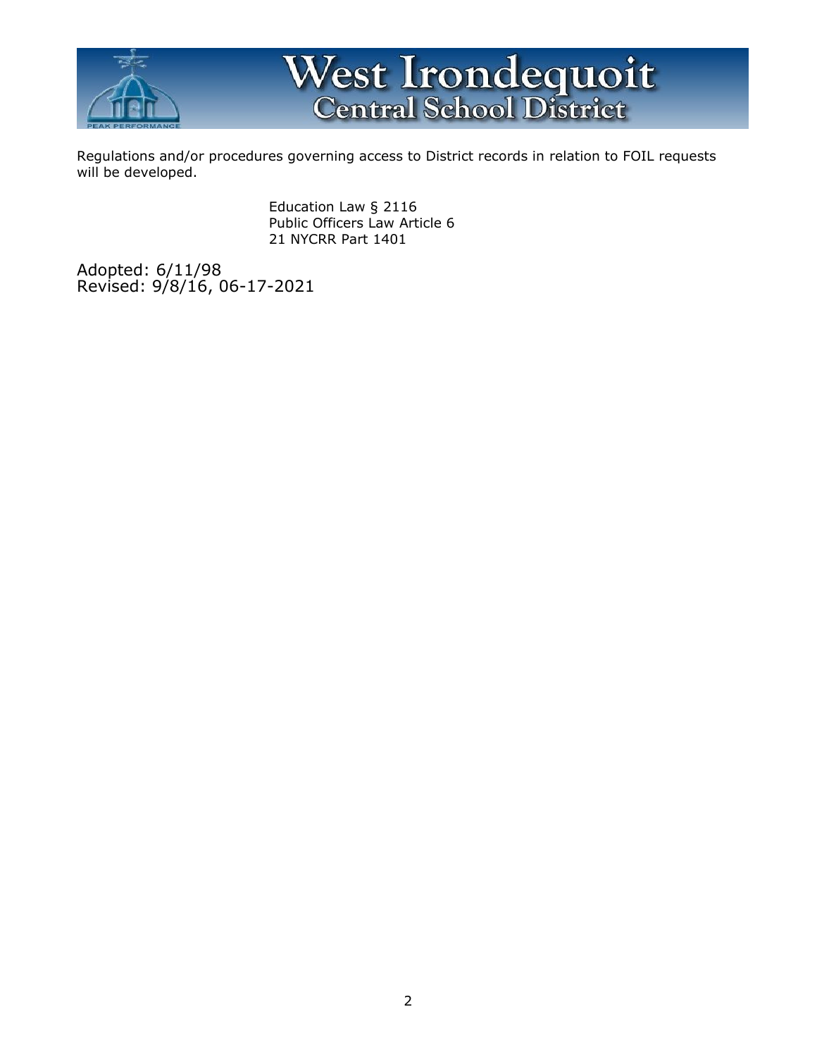Regulations and/or procedures governing access to District records in relation to FOIL requests will be developed.

Education Law § 2116
Public Officers Law Article 6
21 NYCRR Part 1401

Adopted: 6/11/98
Revised: 9/8/16, 06-17-2021